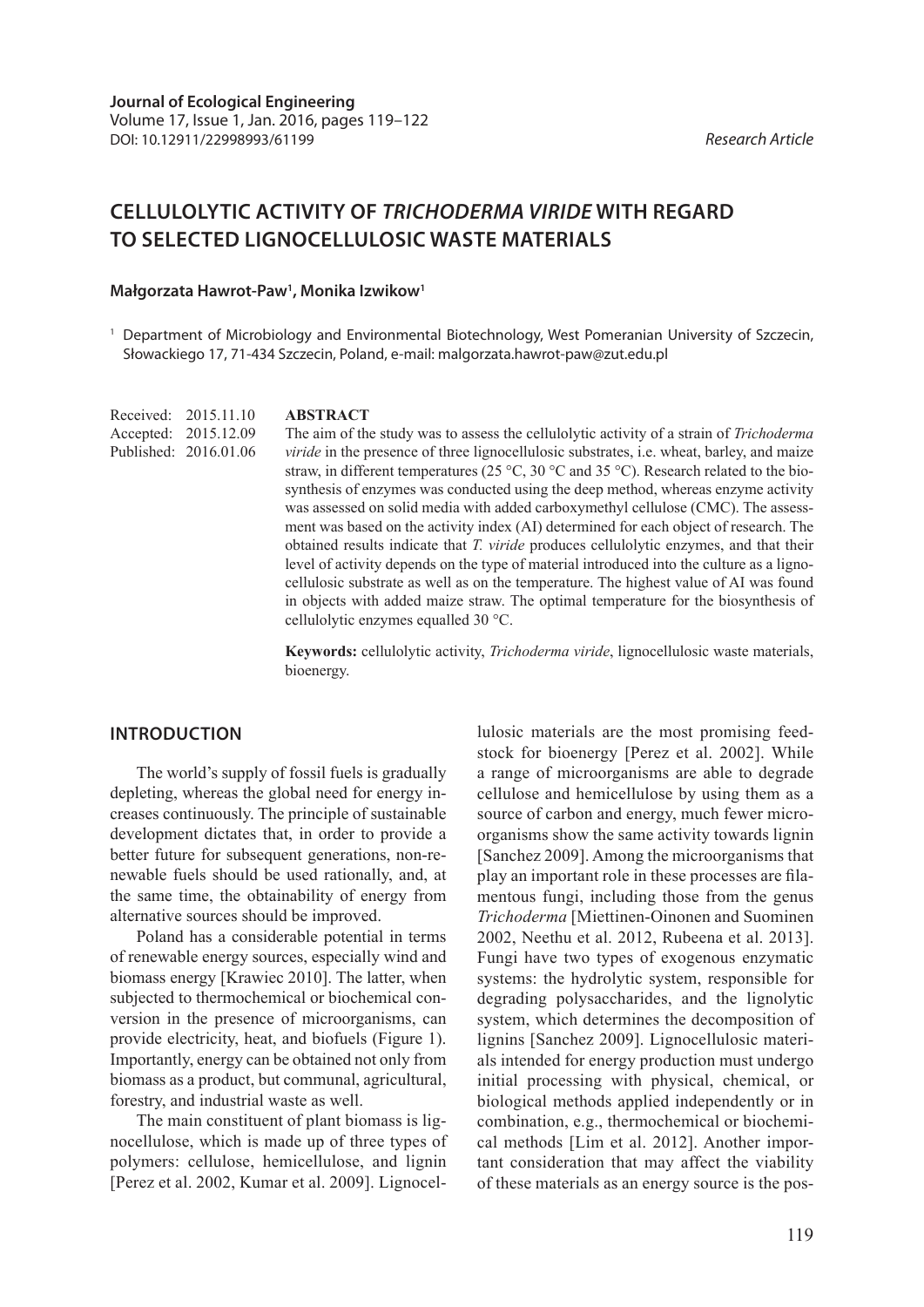Research Article

# CELLULOLYTIC ACTIVITY OF *TRICHODERMA VIRIDE* WITH REGARD TO SELECTED LIGNOCELLULOSIC WASTE MATERIALS

**Małgorzata Hawrot-Paw[1], Monika Izwikow[1]**

[1] Department of Microbiology and Environmental Biotechnology, West Pomeranian University of Szczecin, Słowackiego 17, 71-434 Szczecin, Poland, e-mail: malgorzata.hawrot-paw@zut.edu.pl

Received: 2015.11.10
Accepted: 2015.12.09
Published: 2016.01.06

## ABSTRACT

The aim of the study was to assess the cellulolytic activity of a strain of *Trichoderma viride* in the presence of three lignocellulosic substrates, i.e. wheat, barley, and maize straw, in different temperatures (25 °C, 30 °C and 35 °C). Research related to the biosynthesis of enzymes was conducted using the deep method, whereas enzyme activity was assessed on solid media with added carboxymethyl cellulose (CMC). The assessment was based on the activity index (AI) determined for each object of research. The obtained results indicate that *T. viride* produces cellulolytic enzymes, and that their level of activity depends on the type of material introduced into the culture as a lignocellulosic substrate as well as on the temperature. The highest value of AI was found in objects with added maize straw. The optimal temperature for the biosynthesis of cellulolytic enzymes equalled 30 °C.

**Keywords:** cellulolytic activity, *Trichoderma viride*, lignocellulosic waste materials, bioenergy.

## INTRODUCTION

The world's supply of fossil fuels is gradually depleting, whereas the global need for energy increases continuously. The principle of sustainable development dictates that, in order to provide a better future for subsequent generations, non-renewable fuels should be used rationally, and, at the same time, the obtainability of energy from alternative sources should be improved.

Poland has a considerable potential in terms of renewable energy sources, especially wind and biomass energy [Krawiec 2010]. The latter, when subjected to thermochemical or biochemical conversion in the presence of microorganisms, can provide electricity, heat, and biofuels (Figure 1). Importantly, energy can be obtained not only from biomass as a product, but communal, agricultural, forestry, and industrial waste as well.

The main constituent of plant biomass is lignocellulose, which is made up of three types of polymers: cellulose, hemicellulose, and lignin [Perez et al. 2002, Kumar et al. 2009]. Lignocellulosic materials are the most promising feedstock for bioenergy [Perez et al. 2002]. While a range of microorganisms are able to degrade cellulose and hemicellulose by using them as a source of carbon and energy, much fewer microorganisms show the same activity towards lignin [Sanchez 2009]. Among the microorganisms that play an important role in these processes are filamentous fungi, including those from the genus *Trichoderma* [Miettinen-Oinonen and Suominen 2002, Neethu et al. 2012, Rubeena et al. 2013]. Fungi have two types of exogenous enzymatic systems: the hydrolytic system, responsible for degrading polysaccharides, and the lignolytic system, which determines the decomposition of lignins [Sanchez 2009]. Lignocellulosic materials intended for energy production must undergo initial processing with physical, chemical, or biological methods applied independently or in combination, e.g., thermochemical or biochemical methods [Lim et al. 2012]. Another important consideration that may affect the viability of these materials as an energy source is the pos-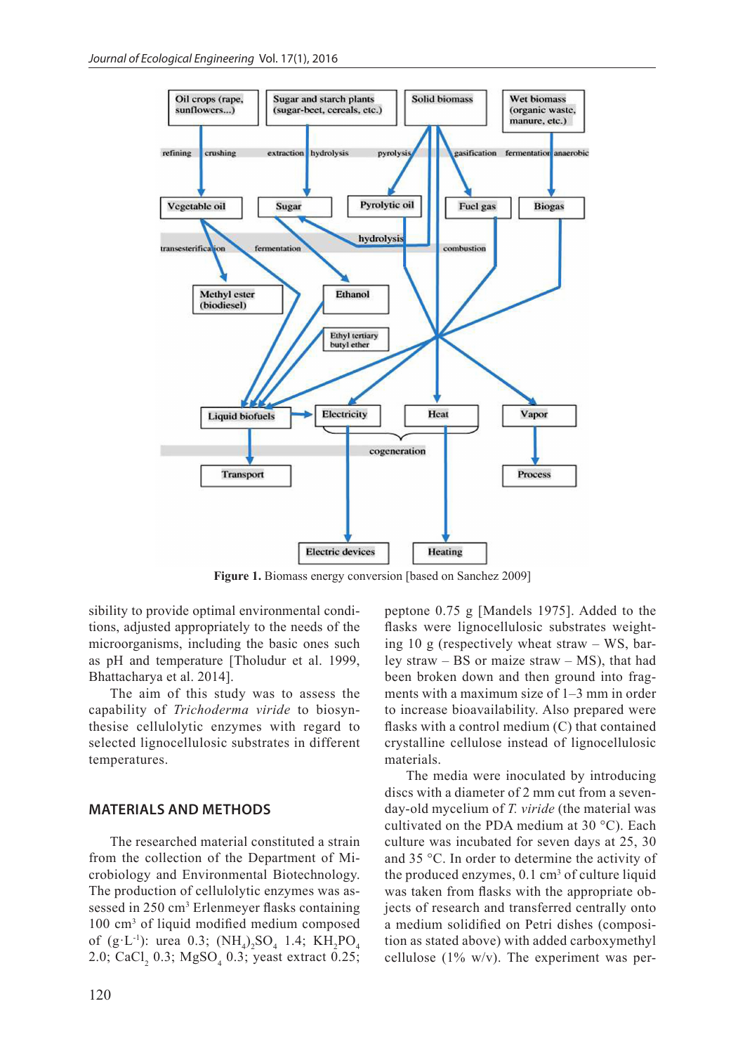Oil crops (rape, sunflowers...)
Sugar and starch plants (sugar-beet, cereals, etc.)
Solid biomass
Wet biomass (organic waste, manure, etc.)
refining
crushing
extraction
hydrolysis
pyrolysis
gasification
fermentation
anaerobic
Vegetable oil
Sugar
Pyrolytic oil
Fuel gas
Biogas
hydrolysis
transesterification
fermentation
combustion
Methyl ester (biodiesel)
Ethanol
Ethyl tertiary butyl ether
Liquid biofuels
Electricity
Heat
Vapor
cogeneration
Transport
Process
Electric devices
Heating

**Figure 1.** Biomass energy conversion [based on Sanchez 2009]

sibility to provide optimal environmental conditions, adjusted appropriately to the needs of the microorganisms, including the basic ones such as pH and temperature [Tholudur et al. 1999, Bhattacharya et al. 2014].

The aim of this study was to assess the capability of *Trichoderma viride* to biosynthesise cellulolytic enzymes with regard to selected lignocellulosic substrates in different temperatures.

## MATERIALS AND METHODS

The researched material constituted a strain from the collection of the Department of Microbiology and Environmental Biotechnology. The production of cellulolytic enzymes was assessed in 250 cm$^3$ Erlenmeyer flasks containing 100 cm$^3$ of liquid modified medium composed of (g·L$^{-1}$): urea 0.3; $(NH_4)_2SO_4$ 1.4; $KH_2PO_4$ 2.0; $CaCl_2$ 0.3; $MgSO_4$ 0.3; yeast extract 0.25; peptone 0.75 g [Mandels 1975]. Added to the flasks were lignocellulosic substrates weighting 10 g (respectively wheat straw – WS, barley straw – BS or maize straw – MS), that had been broken down and then ground into fragments with a maximum size of 1–3 mm in order to increase bioavailability. Also prepared were flasks with a control medium (C) that contained crystalline cellulose instead of lignocellulosic materials.

The media were inoculated by introducing discs with a diameter of 2 mm cut from a seven-day-old mycelium of *T. viride* (the material was cultivated on the PDA medium at 30 °C). Each culture was incubated for seven days at 25, 30 and 35 °C. In order to determine the activity of the produced enzymes, 0.1 cm$^3$ of culture liquid was taken from flasks with the appropriate objects of research and transferred centrally onto a medium solidified on Petri dishes (composition as stated above) with added carboxymethyl cellulose (1% w/v). The experiment was per-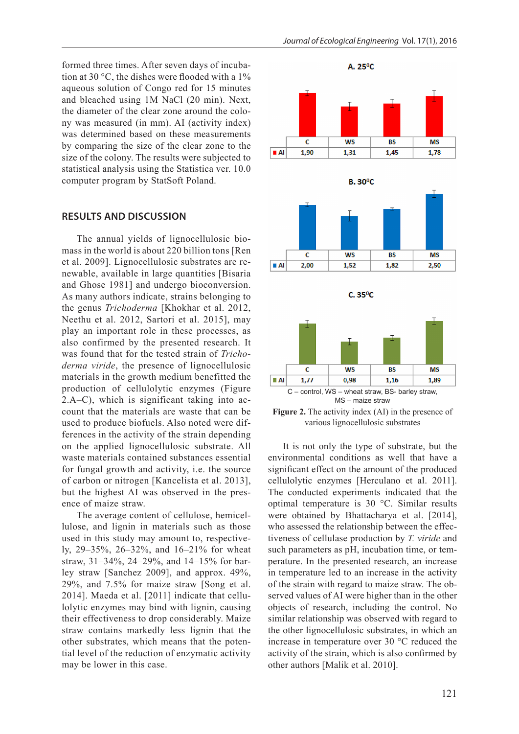formed three times. After seven days of incubation at 30 °C, the dishes were flooded with a 1% aqueous solution of Congo red for 15 minutes and bleached using 1M NaCl (20 min). Next, the diameter of the clear zone around the colony was measured (in mm). AI (activity index) was determined based on these measurements by comparing the size of the clear zone to the size of the colony. The results were subjected to statistical analysis using the Statistica ver. 10.0 computer program by StatSoft Poland.

## RESULTS AND DISCUSSION

The annual yields of lignocellulosic biomass in the world is about 220 billion tons [Ren et al. 2009]. Lignocellulosic substrates are renewable, available in large quantities [Bisaria and Ghose 1981] and undergo bioconversion. As many authors indicate, strains belonging to the genus *Trichoderma* [Khokhar et al. 2012, Neethu et al. 2012, Sartori et al. 2015], may play an important role in these processes, as also confirmed by the presented research. It was found that for the tested strain of *Trichoderma viride*, the presence of lignocellulosic materials in the growth medium benefitted the production of cellulolytic enzymes (Figure 2.A–C), which is significant taking into account that the materials are waste that can be used to produce biofuels. Also noted were differences in the activity of the strain depending on the applied lignocellulosic substrate. All waste materials contained substances essential for fungal growth and activity, i.e. the source of carbon or nitrogen [Kancelista et al. 2013], but the highest AI was observed in the presence of maize straw.

The average content of cellulose, hemicellulose, and lignin in materials such as those used in this study may amount to, respectively, 29–35%, 26–32%, and 16–21% for wheat straw, 31–34%, 24–29%, and 14–15% for barley straw [Sanchez 2009], and approx. 49%, 29%, and 7.5% for maize straw [Song et al. 2014]. Maeda et al. [2011] indicate that cellulolytic enzymes may bind with lignin, causing their effectiveness to drop considerably. Maize straw contains markedly less lignin that the other substrates, which means that the potential level of the reduction of enzymatic activity may be lower in this case.

A. 25°C

C WS BS MS

AI 1,90 1,31 1,45 1,78

B. 30°C

C WS BS MS

AI 2,00 1,52 1,82 2,50

C. 35°C

C WS BS MS

AI 1,77 0,98 1,16 1,89

C – control, WS – wheat straw, BS- barley straw, MS – maize straw

**Figure 2.** The activity index (AI) in the presence of various lignocellulosic substrates

It is not only the type of substrate, but the environmental conditions as well that have a significant effect on the amount of the produced cellulolytic enzymes [Herculano et al. 2011]. The conducted experiments indicated that the optimal temperature is 30 °C. Similar results were obtained by Bhattacharya et al. [2014], who assessed the relationship between the effectiveness of cellulase production by *T. viride* and such parameters as pH, incubation time, or temperature. In the presented research, an increase in temperature led to an increase in the activity of the strain with regard to maize straw. The observed values of AI were higher than in the other objects of research, including the control. No similar relationship was observed with regard to the other lignocellulosic substrates, in which an increase in temperature over 30 °C reduced the activity of the strain, which is also confirmed by other authors [Malik et al. 2010].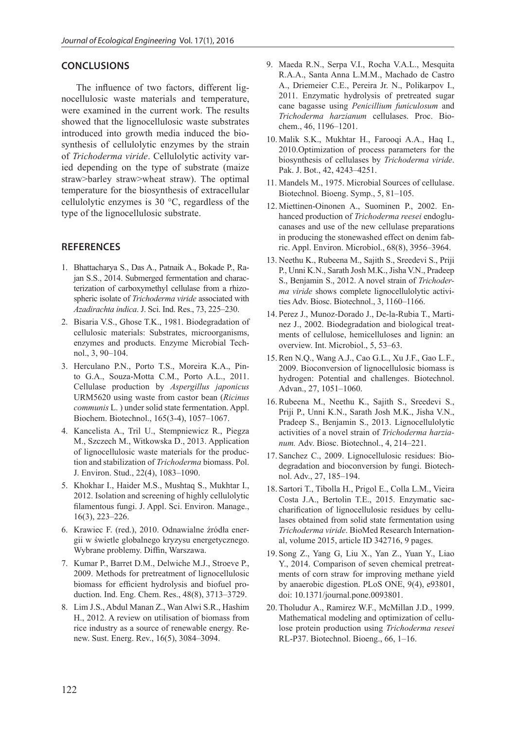## CONCLUSIONS

The influence of two factors, different lignocellulosic waste materials and temperature, were examined in the current work. The results showed that the lignocellulosic waste substrates introduced into growth media induced the biosynthesis of cellulolytic enzymes by the strain of *Trichoderma viride*. Cellulolytic activity varied depending on the type of substrate (maize straw>barley straw>wheat straw). The optimal temperature for the biosynthesis of extracellular cellulolytic enzymes is 30 °C, regardless of the type of the lignocellulosic substrate.

## REFERENCES

1. Bhattacharya S., Das A., Patnaik A., Bokade P., Rajan S.S., 2014. Submerged fermentation and characterization of carboxymethyl cellulase from a rhizospheric isolate of *Trichoderma viride* associated with *Azadirachta indica*. J. Sci. Ind. Res., 73, 225–230.
2. Bisaria V.S., Ghose T.K., 1981. Biodegradation of cellulosic materials: Substrates, microorganisms, enzymes and products. Enzyme Microbial Technol., 3, 90–104.
3. Herculano P.N., Porto T.S., Moreira K.A., Pinto G.A., Souza-Motta C.M., Porto A.L., 2011. Cellulase production by *Aspergillus japonicus* URM5620 using waste from castor bean (*Ricinus communis* L. ) under solid state fermentation. Appl. Biochem. Biotechnol., 165(3-4), 1057–1067.
4. Kancelista A., Tril U., Stempniewicz R., Piegza M., Szczech M., Witkowska D., 2013. Application of lignocellulosic waste materials for the production and stabilization of *Trichoderma* biomass. Pol. J. Environ. Stud., 22(4), 1083–1090.
5. Khokhar I., Haider M.S., Mushtaq S., Mukhtar I., 2012. Isolation and screening of highly cellulolytic filamentous fungi. J. Appl. Sci. Environ. Manage., 16(3), 223–226.
6. Krawiec F. (red.), 2010. Odnawialne źródła energii w świetle globalnego kryzysu energetycznego. Wybrane problemy. Diffin, Warszawa.
7. Kumar P., Barret D.M., Delwiche M.J., Stroeve P., 2009. Methods for pretreatment of lignocellulosic biomass for efficient hydrolysis and biofuel production. Ind. Eng. Chem. Res., 48(8), 3713–3729.
8. Lim J.S., Abdul Manan Z., Wan Alwi S.R., Hashim H., 2012. A review on utilisation of biomass from rice industry as a source of renewable energy. Renew. Sust. Energ. Rev., 16(5), 3084–3094.
9. Maeda R.N., Serpa V.I., Rocha V.A.L., Mesquita R.A.A., Santa Anna L.M.M., Machado de Castro A., Driemeier C.E., Pereira Jr. N., Polikarpov I., 2011. Enzymatic hydrolysis of pretreated sugar cane bagasse using *Penicillium funiculosum* and *Trichoderma harzianum* cellulases. Proc. Biochem., 46, 1196–1201.
10. Malik S.K., Mukhtar H., Farooqi A.A., Haq I., 2010.Optimization of process parameters for the biosynthesis of cellulases by *Trichoderma viride*. Pak. J. Bot., 42, 4243–4251.
11. Mandels M., 1975. Microbial Sources of cellulase. Biotechnol. Bioeng. Symp., 5, 81–105.
12. Miettinen-Oinonen A., Suominen P., 2002. Enhanced production of *Trichoderma reesei* endoglucanases and use of the new cellulase preparations in producing the stonewashed effect on denim fabric. Appl. Environ. Microbiol., 68(8), 3956–3964.
13. Neethu K., Rubeena M., Sajith S., Sreedevi S., Priji P., Unni K.N., Sarath Josh M.K., Jisha V.N., Pradeep S., Benjamin S., 2012. A novel strain of *Trichoderma viride* shows complete lignocellulolytic activities Adv. Biosc. Biotechnol., 3, 1160–1166.
14. Perez J., Munoz-Dorado J., De-la-Rubia T., Martinez J., 2002. Biodegradation and biological treatments of cellulose, hemicelluloses and lignin: an overview. Int. Microbiol., 5, 53–63.
15. Ren N.Q., Wang A.J., Cao G.L., Xu J.F., Gao L.F., 2009. Bioconversion of lignocellulosic biomass is hydrogen: Potential and challenges. Biotechnol. Advan., 27, 1051–1060.
16. Rubeena M., Neethu K., Sajith S., Sreedevi S., Priji P., Unni K.N., Sarath Josh M.K., Jisha V.N., Pradeep S., Benjamin S., 2013. Lignocellulolytic activities of a novel strain of *Trichoderma harzianum.* Adv. Biosc. Biotechnol., 4, 214–221.
17. Sanchez C., 2009. Lignocellulosic residues: Biodegradation and bioconversion by fungi. Biotechnol. Adv., 27, 185–194.
18. Sartori T., Tibolla H., Prigol E., Colla L.M., Vieira Costa J.A., Bertolin T.E., 2015. Enzymatic saccharification of lignocellulosic residues by cellulases obtained from solid state fermentation using *Trichoderma viride*. BioMed Research International, volume 2015, article ID 342716, 9 pages.
19. Song Z., Yang G, Liu X., Yan Z., Yuan Y., Liao Y., 2014. Comparison of seven chemical pretreatments of corn straw for improving methane yield by anaerobic digestion. PLoS ONE, 9(4), e93801, doi: 10.1371/journal.pone.0093801.
20. Tholudur A., Ramirez W.F., McMillan J.D., 1999. Mathematical modeling and optimization of cellulose protein production using *Trichoderma reseei* RL-P37. Biotechnol. Bioeng., 66, 1–16.